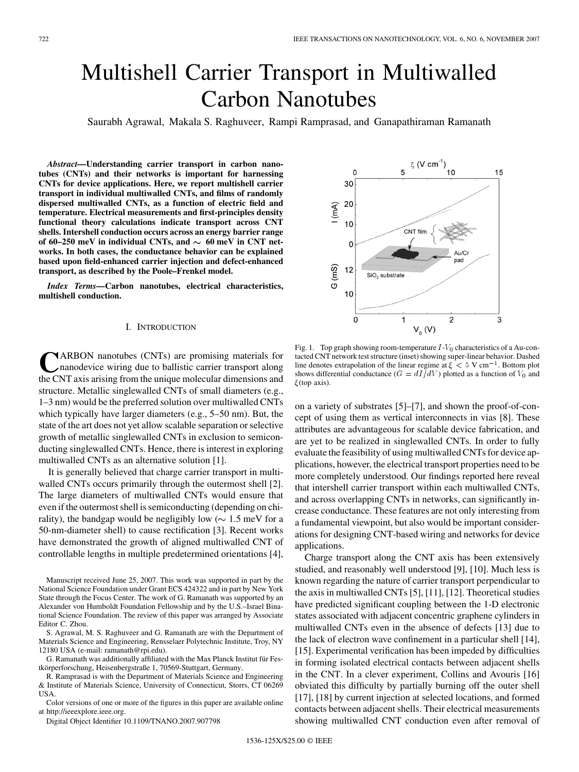# Multishell Carrier Transport in Multiwalled Carbon Nanotubes

Saurabh Agrawal, Makala S. Raghuveer, Rampi Ramprasad, and Ganapathiraman Ramanath

***Abstract*—Understanding carrier transport in carbon nanotubes (CNTs) and their networks is important for harnessing CNTs for device applications. Here, we report multishell carrier transport in individual multiwalled CNTs, and films of randomly dispersed multiwalled CNTs, as a function of electric field and temperature. Electrical measurements and first-principles density functional theory calculations indicate transport across CNT shells. Intershell conduction occurs across an energy barrier range of 60–250 meV in individual CNTs, and ∼ 60 meV in CNT networks. In both cases, the conductance behavior can be explained based upon field-enhanced carrier injection and defect-enhanced transport, as described by the Poole–Frenkel model.**

***Index Terms*—Carbon nanotubes, electrical characteristics, multishell conduction.**

## I. Introduction

Carbon nanotubes (CNTs) are promising materials for nanodevice wiring due to ballistic carrier transport along the CNT axis arising from the unique molecular dimensions and structure. Metallic singlewalled CNTs of small diameters (e.g., 1–3 nm) would be the preferred solution over multiwalled CNTs which typically have larger diameters (e.g., 5–50 nm). But, the state of the art does not yet allow scalable separation or selective growth of metallic singlewalled CNTs in exclusion to semiconducting singlewalled CNTs. Hence, there is interest in exploring multiwalled CNTs as an alternative solution [1].

It is generally believed that charge carrier transport in multiwalled CNTs occurs primarily through the outermost shell [2]. The large diameters of multiwalled CNTs would ensure that even if the outermost shell is semiconducting (depending on chirality), the bandgap would be negligibly low (∼ 1.5 meV for a 50-nm-diameter shell) to cause rectification [3]. Recent works have demonstrated the growth of aligned multiwalled CNT of controllable lengths in multiple predetermined orientations [4], on a variety of substrates [5]–[7], and shown the proof-of-concept of using them as vertical interconnects in vias [8]. These attributes are advantageous for scalable device fabrication, and are yet to be realized in singlewalled CNTs. In order to fully evaluate the feasibility of using multiwalled CNTs for device applications, however, the electrical transport properties need to be more completely understood. Our findings reported here reveal that intershell carrier transport within each multiwalled CNTs, and across overlapping CNTs in networks, can significantly increase conductance. These features are not only interesting from a fundamental viewpoint, but also would be important considerations for designing CNT-based wiring and networks for device applications.

Fig. 1. Top graph showing room-temperature $I$-$V_0$ characteristics of a Au-contacted CNT network test structure (inset) showing super-linear behavior. Dashed line denotes extrapolation of the linear regime at $\xi < 5$ V cm$^{-1}$. Bottom plot shows differential conductance ($G = dI/dV$) plotted as a function of $V_0$ and $\xi$(top axis).

Charge transport along the CNT axis has been extensively studied, and reasonably well understood [9], [10]. Much less is known regarding the nature of carrier transport perpendicular to the axis in multiwalled CNTs [5], [11], [12]. Theoretical studies have predicted significant coupling between the 1-D electronic states associated with adjacent concentric graphene cylinders in multiwalled CNTs even in the absence of defects [13] due to the lack of electron wave confinement in a particular shell [14], [15]. Experimental verification has been impeded by difficulties in forming isolated electrical contacts between adjacent shells in the CNT. In a clever experiment, Collins and Avouris [16] obviated this difficulty by partially burning off the outer shell [17], [18] by current injection at selected locations, and formed contacts between adjacent shells. Their electrical measurements showing multiwalled CNT conduction even after removal of

Manuscript received June 25, 2007. This work was supported in part by the National Science Foundation under Grant ECS 424322 and in part by New York State through the Focus Center. The work of G. Ramanath was supported by an Alexander von Humboldt Foundation Fellowship and by the U.S.–Israel Binational Science Foundation. The review of this paper was arranged by Associate Editor C. Zhou.

S. Agrawal, M. S. Raghuveer and G. Ramanath are with the Department of Materials Science and Engineering, Rensselaer Polytechnic Institute, Troy, NY 12180 USA (e-mail: ramanath@rpi.edu).

G. Ramanath was additionally affiliated with the Max Planck Institut für Festkörperforschung, Heisenbergstraße 1, 70569-Stuttgart, Germany.

R. Ramprasad is with the Department of Materials Science and Engineering & Institute of Materials Science, University of Connecticut, Storrs, CT 06269 USA.

Color versions of one or more of the figures in this paper are available online at http://ieeexplore.ieee.org.

Digital Object Identifier 10.1109/TNANO.2007.907798

1536-125X/$25.00 © IEEE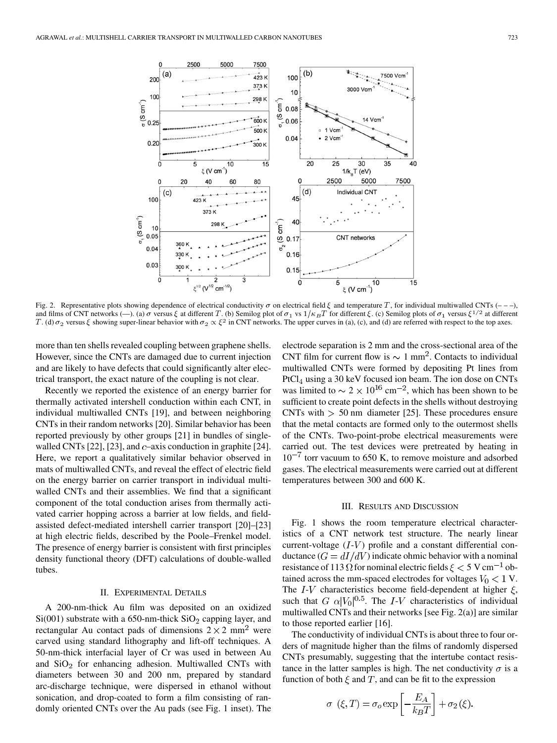Fig. 2. Representative plots showing dependence of electrical conductivity $\sigma$ on electrical field $\xi$ and temperature $T$, for individual multiwalled CNTs (– – –), and films of CNT networks (—). (a) $\sigma$ versus $\xi$ at different $T$. (b) Semilog plot of $\sigma_1$ vs $1/\kappa_B T$ for different $\xi$. (c) Semilog plots of $\sigma_1$ versus $\xi^{1/2}$ at different $T$. (d) $\sigma_2$ versus $\xi$ showing super-linear behavior with $\sigma_2 \propto \xi^2$ in CNT networks. The upper curves in (a), (c), and (d) are referred with respect to the top axes.

more than ten shells revealed coupling between graphene shells. However, since the CNTs are damaged due to current injection and are likely to have defects that could significantly alter electrical transport, the exact nature of the coupling is not clear.

Recently we reported the existence of an energy barrier for thermally activated intershell conduction within each CNT, in individual multiwalled CNTs [19], and between neighboring CNTs in their random networks [20]. Similar behavior has been reported previously by other groups [21] in bundles of single-walled CNTs [22], [23], and $c$–axis conduction in graphite [24]. Here, we report a qualitatively similar behavior observed in mats of multiwalled CNTs, and reveal the effect of electric field on the energy barrier on carrier transport in individual multiwalled CNTs and their assemblies. We find that a significant component of the total conduction arises from thermally activated carrier hopping across a barrier at low fields, and field-assisted defect-mediated intershell carrier transport [20]–[23] at high electric fields, described by the Poole–Frenkel model. The presence of energy barrier is consistent with first principles density functional theory (DFT) calculations of double-walled tubes.

## II. Experimental Details

A 200-nm-thick Au film was deposited on an oxidized Si(001) substrate with a 650-nm-thick $SiO_2$ capping layer, and rectangular Au contact pads of dimensions $2 \times 2$ mm$^2$ were carved using standard lithography and lift-off techniques. A 50-nm-thick interfacial layer of Cr was used in between Au and $SiO_2$ for enhancing adhesion. Multiwalled CNTs with diameters between 30 and 200 nm, prepared by standard arc-discharge technique, were dispersed in ethanol without sonication, and drop-coated to form a film consisting of randomly oriented CNTs over the Au pads (see Fig. 1 inset). The electrode separation is 2 mm and the cross-sectional area of the CNT film for current flow is $\sim 1$ mm$^2$. Contacts to individual multiwalled CNTs were formed by depositing Pt lines from $PtCl_4$ using a 30 keV focused ion beam. The ion dose on CNTs was limited to $\sim 2 \times 10^{16}$ cm$^{-2}$, which has been shown to be sufficient to create point defects in the shells without destroying CNTs with $> 50$ nm diameter [25]. These procedures ensure that the metal contacts are formed only to the outermost shells of the CNTs. Two-point-probe electrical measurements were carried out. The test devices were pretreated by heating in $10^{-7}$ torr vacuum to 650 K, to remove moisture and adsorbed gases. The electrical measurements were carried out at different temperatures between 300 and 600 K.

## III. Results and Discussion

Fig. 1 shows the room temperature electrical characteristics of a CNT network test structure. The nearly linear current-voltage ($I$-$V$) profile and a constant differential conductance ($G = dI/dV$) indicate ohmic behavior with a nominal resistance of 113 $\Omega$ for nominal electric fields $\xi < 5$ V cm$^{-1}$ obtained across the mm-spaced electrodes for voltages $V_0 < 1$ V. The $I$-$V$ characteristics become field-dependent at higher $\xi$, such that $G \; \alpha |V_0|^{0.5}$. The $I$-$V$ characteristics of individual multiwalled CNTs and their networks [see Fig. 2(a)] are similar to those reported earlier [16].

The conductivity of individual CNTs is about three to four orders of magnitude higher than the films of randomly dispersed CNTs presumably, suggesting that the intertube contact resistance in the latter samples is high. The net conductivity $\sigma$ is a function of both $\xi$ and $T$, and can be fit to the expression

$$\sigma \;(\xi, T) = \sigma_o \exp\left[-\frac{E_A}{k_B T}\right] + \sigma_2(\xi).$$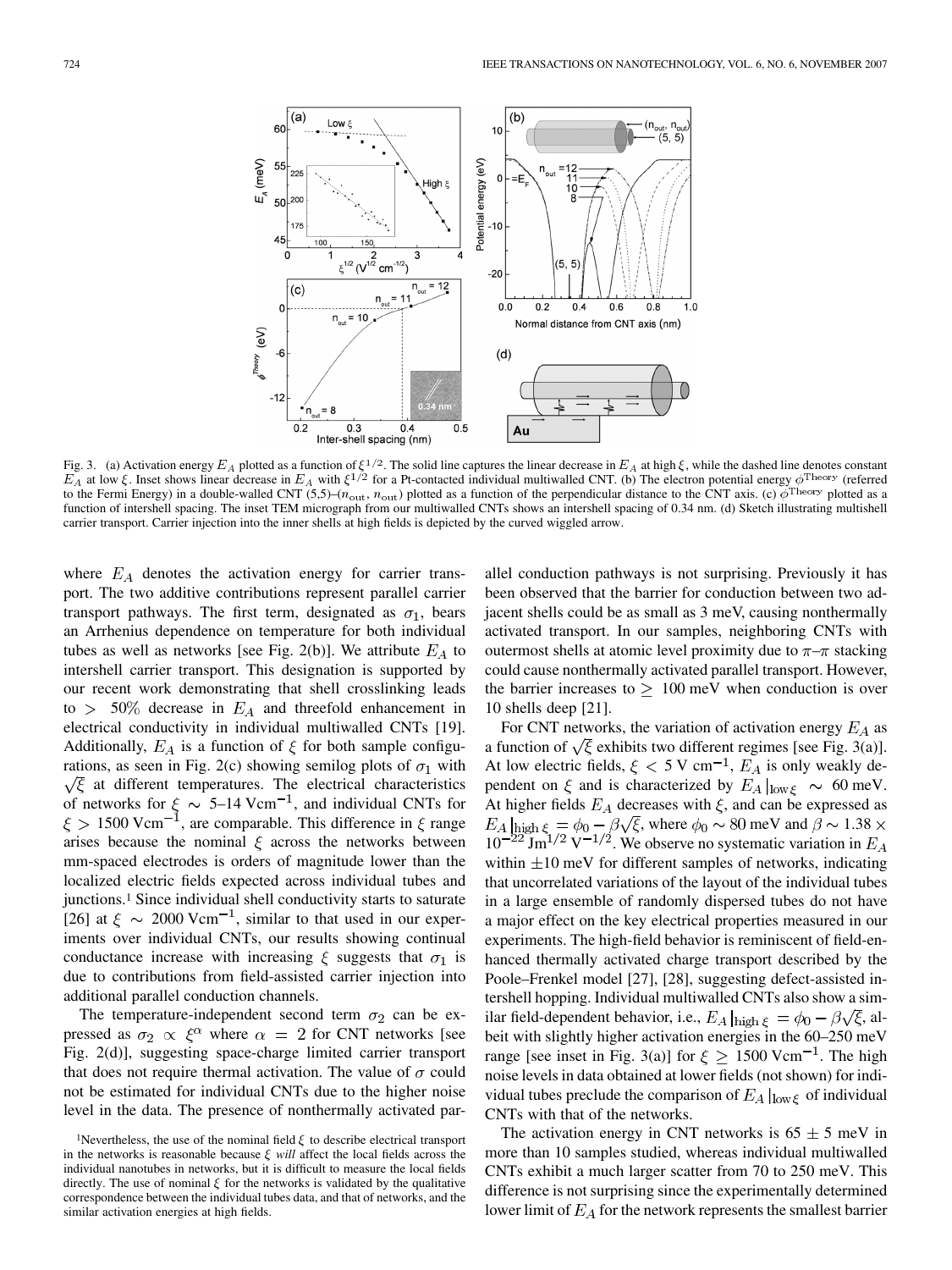Fig. 3. (a) Activation energy $E_A$ plotted as a function of $\xi^{1/2}$. The solid line captures the linear decrease in $E_A$ at high $\xi$, while the dashed line denotes constant $E_A$ at low $\xi$. Inset shows linear decrease in $E_A$ with $\xi^{1/2}$ for a Pt-contacted individual multiwalled CNT. (b) The electron potential energy $\phi^{\text{Theory}}$ (referred to the Fermi Energy) in a double-walled CNT (5,5)–($n_{\text{out}}$, $n_{\text{out}}$) plotted as a function of the perpendicular distance to the CNT axis. (c) $\phi^{\text{Theory}}$ plotted as a function of intershell spacing. The inset TEM micrograph from our multiwalled CNTs shows an intershell spacing of 0.34 nm. (d) Sketch illustrating multishell carrier transport. Carrier injection into the inner shells at high fields is depicted by the curved wiggled arrow.

where $E_A$ denotes the activation energy for carrier transport. The two additive contributions represent parallel carrier transport pathways. The first term, designated as $\sigma_1$, bears an Arrhenius dependence on temperature for both individual tubes as well as networks [see Fig. 2(b)]. We attribute $E_A$ to intershell carrier transport. This designation is supported by our recent work demonstrating that shell crosslinking leads to $> 50\%$ decrease in $E_A$ and threefold enhancement in electrical conductivity in individual multiwalled CNTs [19]. Additionally, $E_A$ is a function of $\xi$ for both sample configurations, as seen in Fig. 2(c) showing semilog plots of $\sigma_1$ with $\sqrt{\xi}$ at different temperatures. The electrical characteristics of networks for $\xi \sim$ 5–14 $\text{Vcm}^{-1}$, and individual CNTs for $\xi > 1500\ \text{Vcm}^{-1}$, are comparable. This difference in $\xi$ range arises because the nominal $\xi$ across the networks between mm-spaced electrodes is orders of magnitude lower than the localized electric fields expected across individual tubes and junctions.[1] Since individual shell conductivity starts to saturate [26] at $\xi \sim 2000\ \text{Vcm}^{-1}$, similar to that used in our experiments over individual CNTs, our results showing continual conductance increase with increasing $\xi$ suggests that $\sigma_1$ is due to contributions from field-assisted carrier injection into additional parallel conduction channels.

The temperature-independent second term $\sigma_2$ can be expressed as $\sigma_2 \propto \xi^{\alpha}$ where $\alpha = 2$ for CNT networks [see Fig. 2(d)], suggesting space-charge limited carrier transport that does not require thermal activation. The value of $\sigma$ could not be estimated for individual CNTs due to the higher noise level in the data. The presence of nonthermally activated parallel conduction pathways is not surprising. Previously it has been observed that the barrier for conduction between two adjacent shells could be as small as 3 meV, causing nonthermally activated transport. In our samples, neighboring CNTs with outermost shells at atomic level proximity due to $\pi$–$\pi$ stacking could cause nonthermally activated parallel transport. However, the barrier increases to $\geq$ 100 meV when conduction is over 10 shells deep [21].

For CNT networks, the variation of activation energy $E_A$ as a function of $\sqrt{\xi}$ exhibits two different regimes [see Fig. 3(a)]. At low electric fields, $\xi < 5\ \text{V cm}^{-1}$, $E_A$ is only weakly dependent on $\xi$ and is characterized by $E_A|_{\text{low}\,\xi} \sim 60$ meV. At higher fields $E_A$ decreases with $\xi$, and can be expressed as $E_A|_{\text{high}\,\xi} = \phi_0 - \beta\sqrt{\xi}$, where $\phi_0 \sim 80$ meV and $\beta \sim 1.38 \times 10^{-22}\ \text{Jm}^{1/2}\ \text{V}^{-1/2}$. We observe no systematic variation in $E_A$ within $\pm 10$ meV for different samples of networks, indicating that uncorrelated variations of the layout of the individual tubes in a large ensemble of randomly dispersed tubes do not have a major effect on the key electrical properties measured in our experiments. The high-field behavior is reminiscent of field-enhanced thermally activated charge transport described by the Poole–Frenkel model [27], [28], suggesting defect-assisted intershell hopping. Individual multiwalled CNTs also show a similar field-dependent behavior, i.e., $E_A|_{\text{high}\,\xi} = \phi_0 - \beta\sqrt{\xi}$, albeit with slightly higher activation energies in the 60–250 meV range [see inset in Fig. 3(a)] for $\xi \geq 1500\ \text{Vcm}^{-1}$. The high noise levels in data obtained at lower fields (not shown) for individual tubes preclude the comparison of $E_A|_{\text{low}\,\xi}$ of individual CNTs with that of the networks.

The activation energy in CNT networks is $65 \pm 5$ meV in more than 10 samples studied, whereas individual multiwalled CNTs exhibit a much larger scatter from 70 to 250 meV. This difference is not surprising since the experimentally determined lower limit of $E_A$ for the network represents the smallest barrier

[1] Nevertheless, the use of the nominal field $\xi$ to describe electrical transport in the networks is reasonable because $\xi$ *will* affect the local fields across the individual nanotubes in networks, but it is difficult to measure the local fields directly. The use of nominal $\xi$ for the networks is validated by the qualitative correspondence between the individual tubes data, and that of networks, and the similar activation energies at high fields.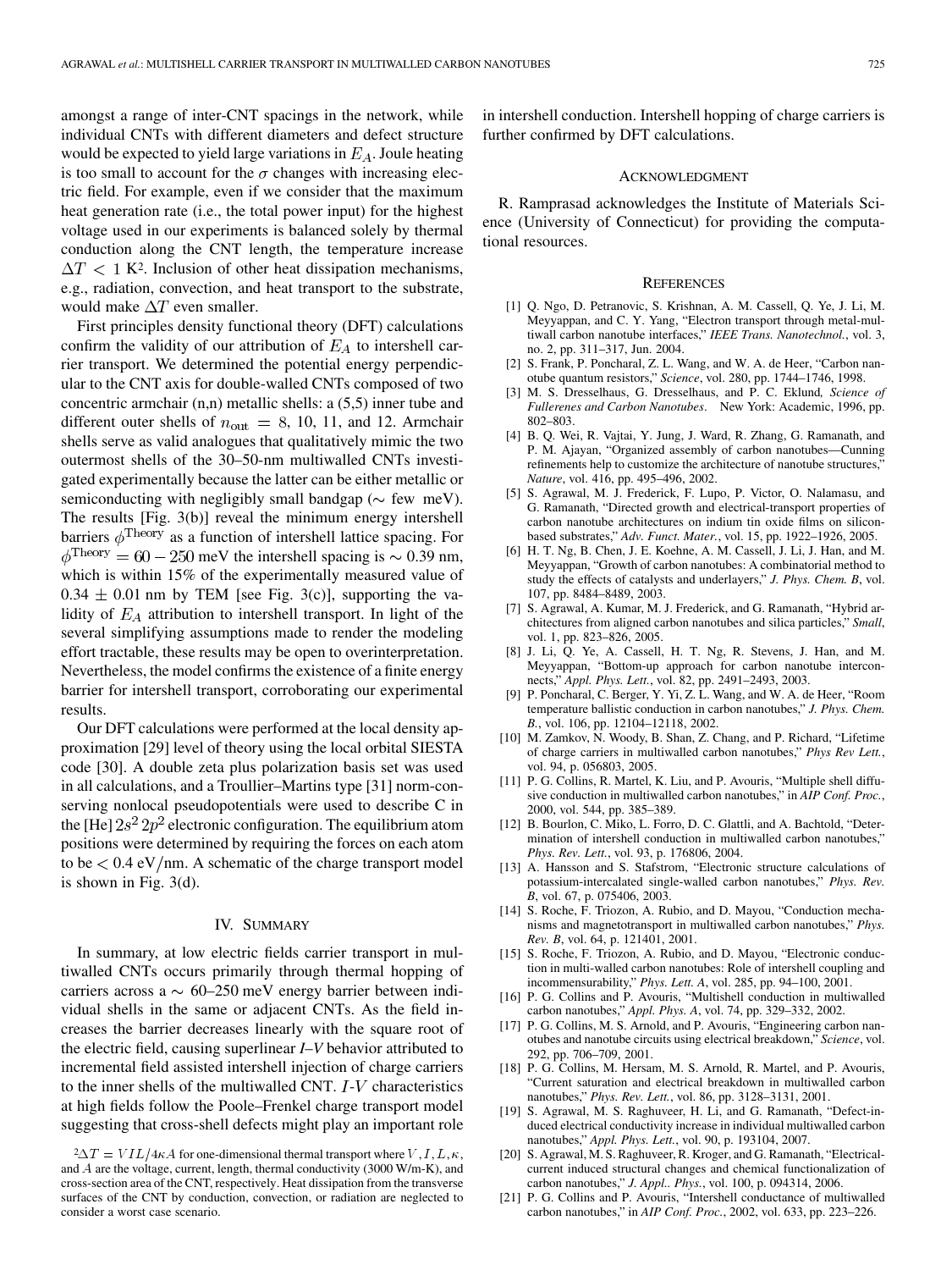amongst a range of inter-CNT spacings in the network, while individual CNTs with different diameters and defect structure would be expected to yield large variations in $E_A$. Joule heating is too small to account for the $\sigma$ changes with increasing electric field. For example, even if we consider that the maximum heat generation rate (i.e., the total power input) for the highest voltage used in our experiments is balanced solely by thermal conduction along the CNT length, the temperature increase $\Delta T < 1$ K[2]. Inclusion of other heat dissipation mechanisms, e.g., radiation, convection, and heat transport to the substrate, would make $\Delta T$ even smaller.

First principles density functional theory (DFT) calculations confirm the validity of our attribution of $E_A$ to intershell carrier transport. We determined the potential energy perpendicular to the CNT axis for double-walled CNTs composed of two concentric armchair (n,n) metallic shells: a (5,5) inner tube and different outer shells of $n_{\rm out} = 8$, 10, 11, and 12. Armchair shells serve as valid analogues that qualitatively mimic the two outermost shells of the 30–50-nm multiwalled CNTs investigated experimentally because the latter can be either metallic or semiconducting with negligibly small bandgap ($\sim$ few meV). The results [Fig. 3(b)] reveal the minimum energy intershell barriers $\phi^{\rm Theory}$ as a function of intershell lattice spacing. For $\phi^{\rm Theory} = 60 - 250$ meV the intershell spacing is $\sim 0.39$ nm, which is within 15% of the experimentally measured value of $0.34 \pm 0.01$ nm by TEM [see Fig. 3(c)], supporting the validity of $E_A$ attribution to intershell transport. In light of the several simplifying assumptions made to render the modeling effort tractable, these results may be open to overinterpretation. Nevertheless, the model confirms the existence of a finite energy barrier for intershell transport, corroborating our experimental results.

Our DFT calculations were performed at the local density approximation [29] level of theory using the local orbital SIESTA code [30]. A double zeta plus polarization basis set was used in all calculations, and a Troullier–Martins type [31] norm-conserving nonlocal pseudopotentials were used to describe C in the [He] $2s^2\,2p^2$ electronic configuration. The equilibrium atom positions were determined by requiring the forces on each atom to be $< 0.4$ eV/nm. A schematic of the charge transport model is shown in Fig. 3(d).

## IV. Summary

In summary, at low electric fields carrier transport in multiwalled CNTs occurs primarily through thermal hopping of carriers across a $\sim$ 60–250 meV energy barrier between individual shells in the same or adjacent CNTs. As the field increases the barrier decreases linearly with the square root of the electric field, causing superlinear *I*–*V* behavior attributed to incremental field assisted intershell injection of charge carriers to the inner shells of the multiwalled CNT. *I*-*V* characteristics at high fields follow the Poole–Frenkel charge transport model suggesting that cross-shell defects might play an important role in intershell conduction. Intershell hopping of charge carriers is further confirmed by DFT calculations.

[2] $\Delta T = VIL/4\kappa A$ for one-dimensional thermal transport where $V, I, L, \kappa$, and $A$ are the voltage, current, length, thermal conductivity (3000 W/m-K), and cross-section area of the CNT, respectively. Heat dissipation from the transverse surfaces of the CNT by conduction, convection, or radiation are neglected to consider a worst case scenario.

## Acknowledgment

R. Ramprasad acknowledges the Institute of Materials Science (University of Connecticut) for providing the computational resources.

## References

[1] Q. Ngo, D. Petranovic, S. Krishnan, A. M. Cassell, Q. Ye, J. Li, M. Meyyappan, and C. Y. Yang, "Electron transport through metal-multiwall carbon nanotube interfaces," *IEEE Trans. Nanotechnol.*, vol. 3, no. 2, pp. 311–317, Jun. 2004.

[2] S. Frank, P. Poncharal, Z. L. Wang, and W. A. de Heer, "Carbon nanotube quantum resistors," *Science*, vol. 280, pp. 1744–1746, 1998.

[3] M. S. Dresselhaus, G. Dresselhaus, and P. C. Eklund, *Science of Fullerenes and Carbon Nanotubes*. New York: Academic, 1996, pp. 802–803.

[4] B. Q. Wei, R. Vajtai, Y. Jung, J. Ward, R. Zhang, G. Ramanath, and P. M. Ajayan, "Organized assembly of carbon nanotubes—Cunning refinements help to customize the architecture of nanotube structures," *Nature*, vol. 416, pp. 495–496, 2002.

[5] S. Agrawal, M. J. Frederick, F. Lupo, P. Victor, O. Nalamasu, and G. Ramanath, "Directed growth and electrical-transport properties of carbon nanotube architectures on indium tin oxide films on silicon-based substrates," *Adv. Funct. Mater.*, vol. 15, pp. 1922–1926, 2005.

[6] H. T. Ng, B. Chen, J. E. Koehne, A. M. Cassell, J. Li, J. Han, and M. Meyyappan, "Growth of carbon nanotubes: A combinatorial method to study the effects of catalysts and underlayers," *J. Phys. Chem. B*, vol. 107, pp. 8484–8489, 2003.

[7] S. Agrawal, A. Kumar, M. J. Frederick, and G. Ramanath, "Hybrid architectures from aligned carbon nanotubes and silica particles," *Small*, vol. 1, pp. 823–826, 2005.

[8] J. Li, Q. Ye, A. Cassell, H. T. Ng, R. Stevens, J. Han, and M. Meyyappan, "Bottom-up approach for carbon nanotube interconnects," *Appl. Phys. Lett.*, vol. 82, pp. 2491–2493, 2003.

[9] P. Poncharal, C. Berger, Y. Yi, Z. L. Wang, and W. A. de Heer, "Room temperature ballistic conduction in carbon nanotubes," *J. Phys. Chem. B.*, vol. 106, pp. 12104–12118, 2002.

[10] M. Zamkov, N. Woody, B. Shan, Z. Chang, and P. Richard, "Lifetime of charge carriers in multiwalled carbon nanotubes," *Phys Rev Lett.*, vol. 94, p. 056803, 2005.

[11] P. G. Collins, R. Martel, K. Liu, and P. Avouris, "Multiple shell diffusive conduction in multiwalled carbon nanotubes," in *AIP Conf. Proc.*, 2000, vol. 544, pp. 385–389.

[12] B. Bourlon, C. Miko, L. Forro, D. C. Glattli, and A. Bachtold, "Determination of intershell conduction in multiwalled carbon nanotubes," *Phys. Rev. Lett.*, vol. 93, p. 176806, 2004.

[13] A. Hansson and S. Stafstrom, "Electronic structure calculations of potassium-intercalated single-walled carbon nanotubes," *Phys. Rev. B*, vol. 67, p. 075406, 2003.

[14] S. Roche, F. Triozon, A. Rubio, and D. Mayou, "Conduction mechanisms and magnetotransport in multiwalled carbon nanotubes," *Phys. Rev. B*, vol. 64, p. 121401, 2001.

[15] S. Roche, F. Triozon, A. Rubio, and D. Mayou, "Electronic conduction in multi-walled carbon nanotubes: Role of intershell coupling and incommensurability," *Phys. Lett. A*, vol. 285, pp. 94–100, 2001.

[16] P. G. Collins and P. Avouris, "Multishell conduction in multiwalled carbon nanotubes," *Appl. Phys. A*, vol. 74, pp. 329–332, 2002.

[17] P. G. Collins, M. S. Arnold, and P. Avouris, "Engineering carbon nanotubes and nanotube circuits using electrical breakdown," *Science*, vol. 292, pp. 706–709, 2001.

[18] P. G. Collins, M. Hersam, M. S. Arnold, R. Martel, and P. Avouris, "Current saturation and electrical breakdown in multiwalled carbon nanotubes," *Phys. Rev. Lett.*, vol. 86, pp. 3128–3131, 2001.

[19] S. Agrawal, M. S. Raghuveer, H. Li, and G. Ramanath, "Defect-induced electrical conductivity increase in individual multiwalled carbon nanotubes," *Appl. Phys. Lett.*, vol. 90, p. 193104, 2007.

[20] S. Agrawal, M. S. Raghuveer, R. Kroger, and G. Ramanath, "Electrical-current induced structural changes and chemical functionalization of carbon nanotubes," *J. Appl.. Phys.*, vol. 100, p. 094314, 2006.

[21] P. G. Collins and P. Avouris, "Intershell conductance of multiwalled carbon nanotubes," in *AIP Conf. Proc.*, 2002, vol. 633, pp. 223–226.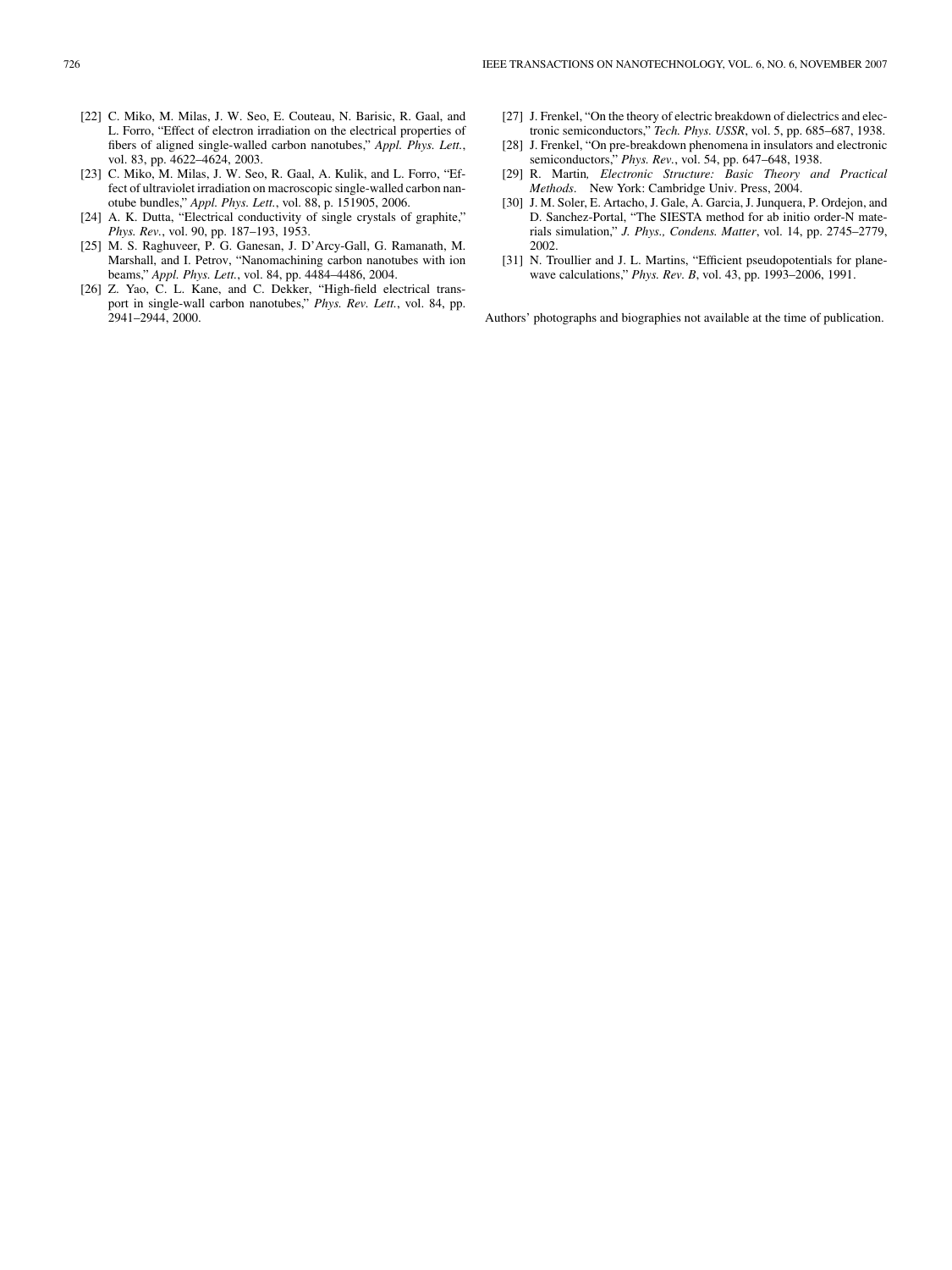[22] C. Miko, M. Milas, J. W. Seo, E. Couteau, N. Barisic, R. Gaal, and L. Forro, "Effect of electron irradiation on the electrical properties of fibers of aligned single-walled carbon nanotubes," *Appl. Phys. Lett.*, vol. 83, pp. 4622–4624, 2003.

[23] C. Miko, M. Milas, J. W. Seo, R. Gaal, A. Kulik, and L. Forro, "Effect of ultraviolet irradiation on macroscopic single-walled carbon nanotube bundles," *Appl. Phys. Lett.*, vol. 88, p. 151905, 2006.

[24] A. K. Dutta, "Electrical conductivity of single crystals of graphite," *Phys. Rev.*, vol. 90, pp. 187–193, 1953.

[25] M. S. Raghuveer, P. G. Ganesan, J. D'Arcy-Gall, G. Ramanath, M. Marshall, and I. Petrov, "Nanomachining carbon nanotubes with ion beams," *Appl. Phys. Lett.*, vol. 84, pp. 4484–4486, 2004.

[26] Z. Yao, C. L. Kane, and C. Dekker, "High-field electrical transport in single-wall carbon nanotubes," *Phys. Rev. Lett.*, vol. 84, pp. 2941–2944, 2000.

[27] J. Frenkel, "On the theory of electric breakdown of dielectrics and electronic semiconductors," *Tech. Phys. USSR*, vol. 5, pp. 685–687, 1938.

[28] J. Frenkel, "On pre-breakdown phenomena in insulators and electronic semiconductors," *Phys. Rev.*, vol. 54, pp. 647–648, 1938.

[29] R. Martin, *Electronic Structure: Basic Theory and Practical Methods*. New York: Cambridge Univ. Press, 2004.

[30] J. M. Soler, E. Artacho, J. Gale, A. Garcia, J. Junquera, P. Ordejon, and D. Sanchez-Portal, "The SIESTA method for ab initio order-N materials simulation," *J. Phys., Condens. Matter*, vol. 14, pp. 2745–2779, 2002.

[31] N. Troullier and J. L. Martins, "Efficient pseudopotentials for plane-wave calculations," *Phys. Rev. B*, vol. 43, pp. 1993–2006, 1991.

Authors' photographs and biographies not available at the time of publication.